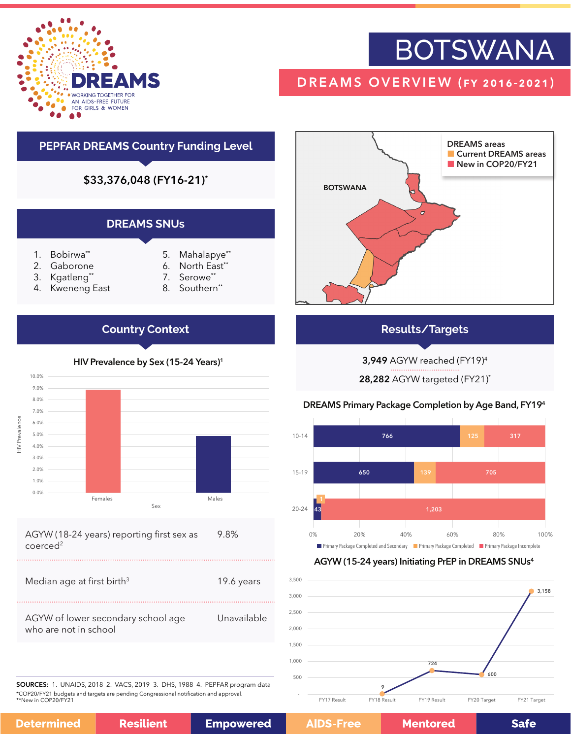# BOTSWANA

## DREAMS OVERVIEW (FY 2016-2021)

DREAMS
WORKING TOGETHER FOR AN AIDS-FREE FUTURE FOR GIRLS & WOMEN

## PEPFAR DREAMS Country Funding Level

**$33,376,048 (FY16-21)***

## DREAMS SNUs

1. Bobirwa**
2. Gaborone
3. Kgatleng**
4. Kweneng East
5. Mahalapye**
6. North East**
7. Serowe**
8. Southern**

DREAMS areas
- Current DREAMS areas
- New in COP20/FY21

BOTSWANA

## Country Context

### HIV Prevalence by Sex (15-24 Years)[1]

| Sex | HIV Prevalence |
|---|---|
| Females | ~8.9% |
| Males | ~4.9% |

| | |
|---|---|
| AGYW (18-24 years) reporting first sex as coerced[2] | 9.8% |
| Median age at first birth[3] | 19.6 years |
| AGYW of lower secondary school age who are not in school | Unavailable |

## Results/Targets

**3,949** AGYW reached (FY19)[4]

**28,282** AGYW targeted (FY21)*

### DREAMS Primary Package Completion by Age Band, FY19[4]

| Age Band | Primary Package Completed and Secondary | Primary Package Completed | Primary Package Incomplete |
|---|---|---|---|
| 10-14 | 766 | 125 | 317 |
| 15-19 | 650 | 139 | 705 |
| 20-24 | 43 | 1 | 1,203 |

### AGYW (15-24 years) Initiating PrEP in DREAMS SNUs[4]

| FY17 Result | FY18 Result | FY19 Result | FY20 Target | FY21 Target |
|---|---|---|---|---|
| – | 9 | 724 | 600 | 3,158 |

SOURCES: 1. UNAIDS, 2018 2. VACS, 2019 3. DHS, 1988 4. PEPFAR program data
*COP20/FY21 budgets and targets are pending Congressional notification and approval.
**New in COP20/FY21

Determined | Resilient | Empowered | AIDS-Free | Mentored | Safe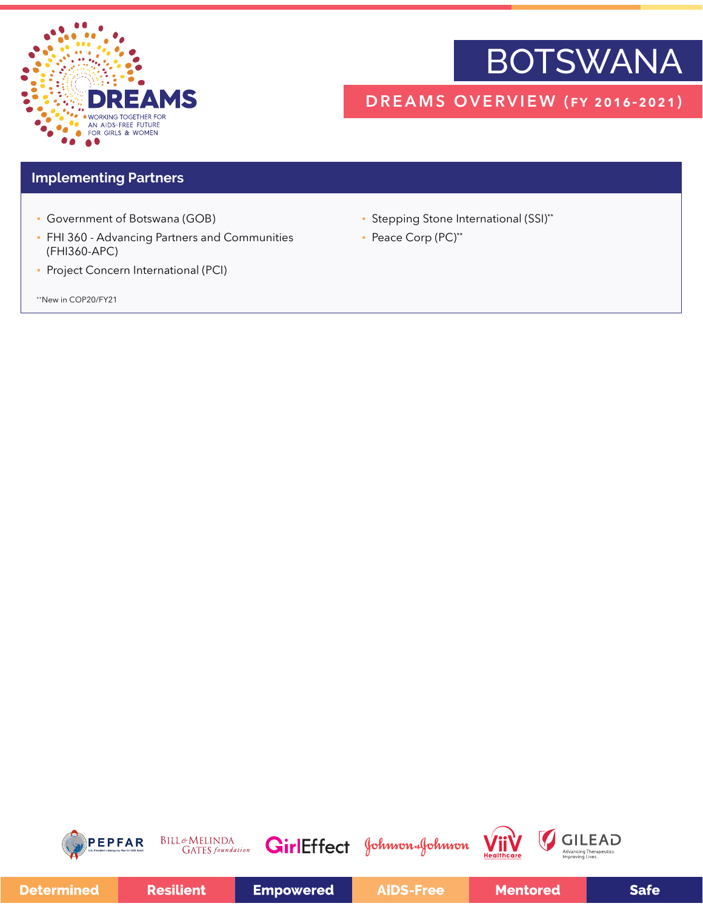# BOTSWANA

## DREAMS OVERVIEW (FY 2016-2021)

### Implementing Partners

- Government of Botswana (GOB)
- FHI 360 - Advancing Partners and Communities (FHI360-APC)
- Project Concern International (PCI)
- Stepping Stone International (SSI)**
- Peace Corp (PC)**

**New in COP20/FY21

Determined | Resilient | Empowered | AIDS-Free | Mentored | Safe